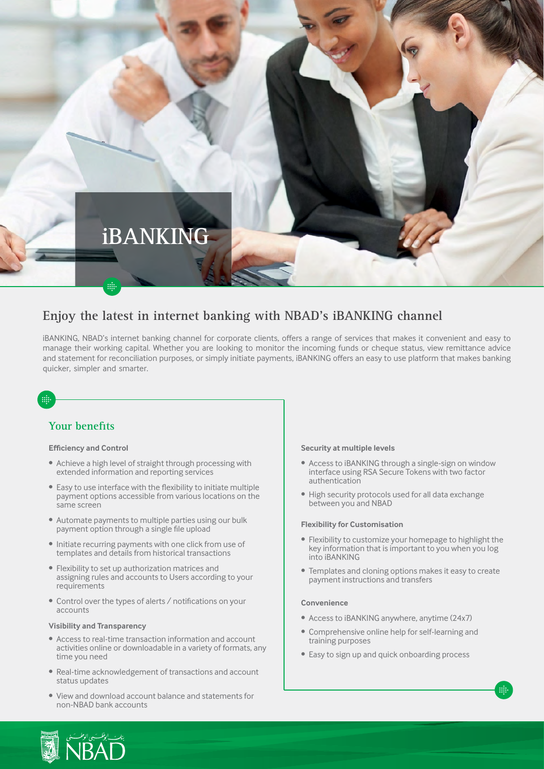# iBANKING

## Enjoy the latest in internet banking with NBAD's iBANKING channel

iBANKING, NBAD's internet banking channel for corporate clients, offers a range of services that makes it convenient and easy to manage their working capital. Whether you are looking to monitor the incoming funds or cheque status, view remittance advice and statement for reconciliation purposes, or simply initiate payments, iBANKING offers an easy to use platform that makes banking quicker, simpler and smarter.

## Your benefits

#### Efficiency and Control

- Achieve a high level of straight through processing with extended information and reporting services
- Easy to use interface with the flexibility to initiate multiple payment options accessible from various locations on the same screen
- Automate payments to multiple parties using our bulk payment option through a single file upload
- Initiate recurring payments with one click from use of templates and details from historical transactions
- Flexibility to set up authorization matrices and assigning rules and accounts to Users according to your requirements
- Control over the types of alerts / notifications on your accounts

#### Visibility and Transparency

- Access to real-time transaction information and account activities online or downloadable in a variety of formats, any time you need
- Real-time acknowledgement of transactions and account status updates
- View and download account balance and statements for non-NBAD bank accounts

#### Security at multiple levels

- Access to iBANKING through a single-sign on window interface using RSA Secure Tokens with two factor authentication
- High security protocols used for all data exchange between you and NBAD

#### Flexibility for Customisation

- Flexibility to customize your homepage to highlight the key information that is important to you when you log into iBANKING
- Templates and cloning options makes it easy to create payment instructions and transfers

#### Convenience

- Access to iBANKING anywhere, anytime (24x7)
- Comprehensive online help for self-learning and training purposes
- Easy to sign up and quick onboarding process

بنك أبوظبي الوطني NBAD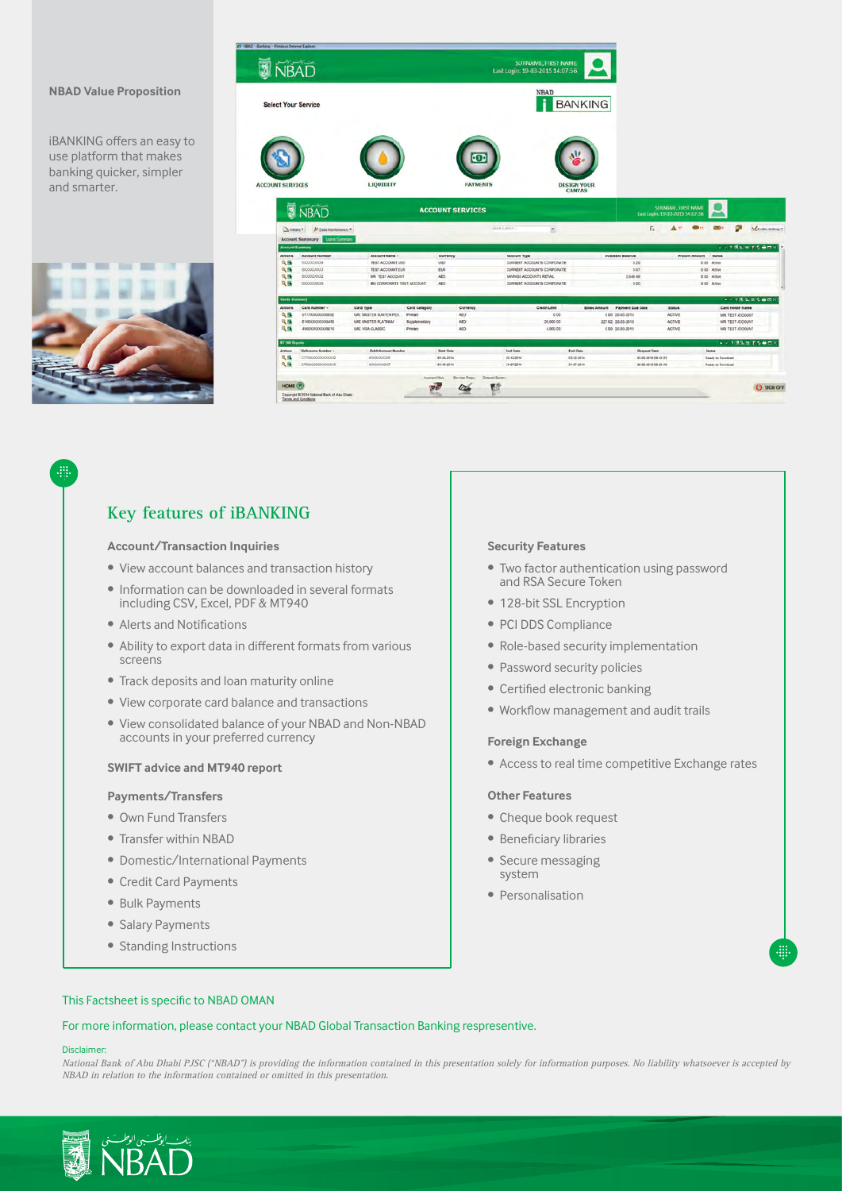**NBAD Value Proposition**

iBANKING offers an easy to use platform that makes banking quicker, simpler and smarter.

## Key features of iBANKING

### Account/Transaction Inquiries

- View account balances and transaction history
- Information can be downloaded in several formats including CSV, Excel, PDF & MT940
- Alerts and Notifications
- Ability to export data in different formats from various screens
- Track deposits and loan maturity online
- View corporate card balance and transactions
- View consolidated balance of your NBAD and Non-NBAD accounts in your preferred currency

### SWIFT advice and MT940 report

### Payments/Transfers

- Own Fund Transfers
- Transfer within NBAD
- Domestic/International Payments
- Credit Card Payments
- Bulk Payments
- Salary Payments
- Standing Instructions

### Security Features

- Two factor authentication using password and RSA Secure Token
- 128-bit SSL Encryption
- PCI DDS Compliance
- Role-based security implementation
- Password security policies
- Certified electronic banking
- Workflow management and audit trails

### Foreign Exchange

- Access to real time competitive Exchange rates

### Other Features

- Cheque book request
- Beneficiary libraries
- Secure messaging system
- Personalisation

This Factsheet is specific to NBAD OMAN

For more information, please contact your NBAD Global Transaction Banking respresentive.

Disclaimer:

*National Bank of Abu Dhabi PJSC ("NBAD") is providing the information contained in this presentation solely for information purposes. No liability whatsoever is accepted by NBAD in relation to the information contained or omitted in this presentation.*

بنك أبوظبي الوطني NBAD